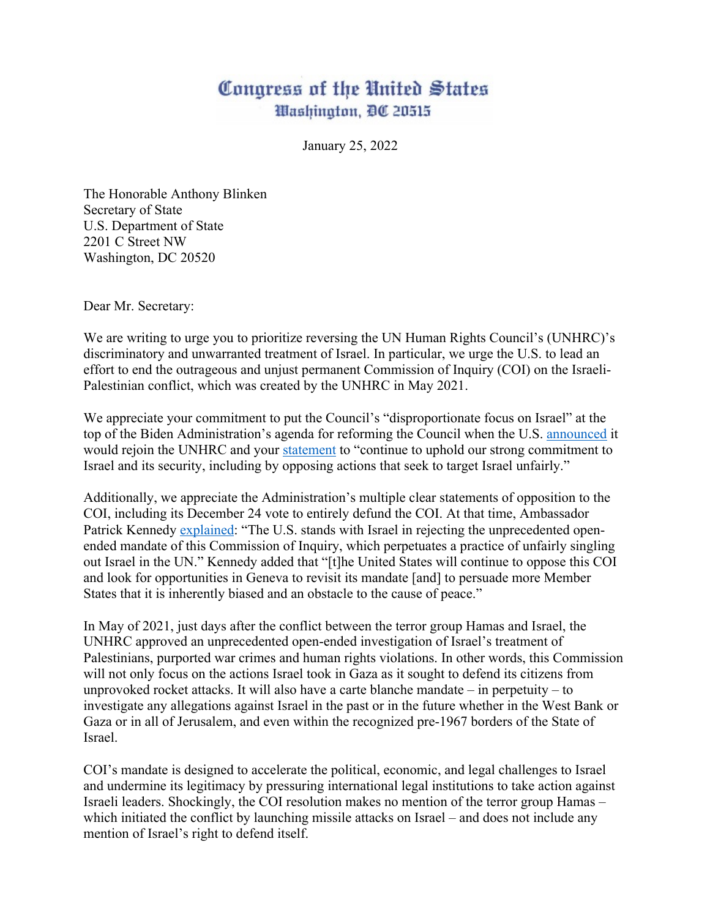# Congress of the United States
## Washington, DC 20515

January 25, 2022

The Honorable Anthony Blinken
Secretary of State
U.S. Department of State
2201 C Street NW
Washington, DC 20520

Dear Mr. Secretary:

We are writing to urge you to prioritize reversing the UN Human Rights Council's (UNHRC)'s discriminatory and unwarranted treatment of Israel. In particular, we urge the U.S. to lead an effort to end the outrageous and unjust permanent Commission of Inquiry (COI) on the Israeli-Palestinian conflict, which was created by the UNHRC in May 2021.

We appreciate your commitment to put the Council's "disproportionate focus on Israel" at the top of the Biden Administration's agenda for reforming the Council when the U.S. announced it would rejoin the UNHRC and your statement to "continue to uphold our strong commitment to Israel and its security, including by opposing actions that seek to target Israel unfairly."

Additionally, we appreciate the Administration's multiple clear statements of opposition to the COI, including its December 24 vote to entirely defund the COI. At that time, Ambassador Patrick Kennedy explained: "The U.S. stands with Israel in rejecting the unprecedented open-ended mandate of this Commission of Inquiry, which perpetuates a practice of unfairly singling out Israel in the UN." Kennedy added that "[t]he United States will continue to oppose this COI and look for opportunities in Geneva to revisit its mandate [and] to persuade more Member States that it is inherently biased and an obstacle to the cause of peace."

In May of 2021, just days after the conflict between the terror group Hamas and Israel, the UNHRC approved an unprecedented open-ended investigation of Israel's treatment of Palestinians, purported war crimes and human rights violations. In other words, this Commission will not only focus on the actions Israel took in Gaza as it sought to defend its citizens from unprovoked rocket attacks. It will also have a carte blanche mandate – in perpetuity – to investigate any allegations against Israel in the past or in the future whether in the West Bank or Gaza or in all of Jerusalem, and even within the recognized pre-1967 borders of the State of Israel.

COI's mandate is designed to accelerate the political, economic, and legal challenges to Israel and undermine its legitimacy by pressuring international legal institutions to take action against Israeli leaders. Shockingly, the COI resolution makes no mention of the terror group Hamas – which initiated the conflict by launching missile attacks on Israel – and does not include any mention of Israel's right to defend itself.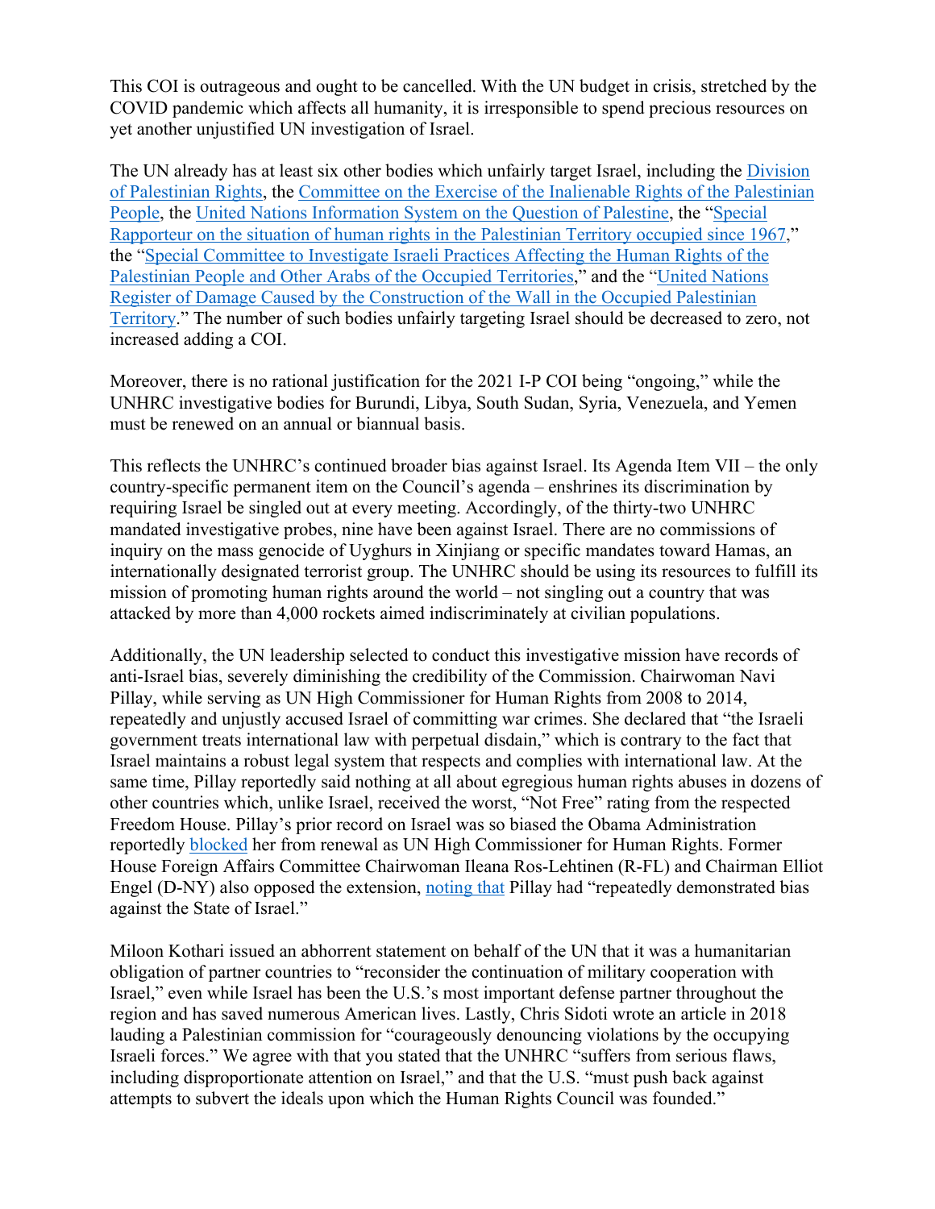This COI is outrageous and ought to be cancelled. With the UN budget in crisis, stretched by the COVID pandemic which affects all humanity, it is irresponsible to spend precious resources on yet another unjustified UN investigation of Israel.

The UN already has at least six other bodies which unfairly target Israel, including the Division of Palestinian Rights, the Committee on the Exercise of the Inalienable Rights of the Palestinian People, the United Nations Information System on the Question of Palestine, the "Special Rapporteur on the situation of human rights in the Palestinian Territory occupied since 1967," the "Special Committee to Investigate Israeli Practices Affecting the Human Rights of the Palestinian People and Other Arabs of the Occupied Territories," and the "United Nations Register of Damage Caused by the Construction of the Wall in the Occupied Palestinian Territory." The number of such bodies unfairly targeting Israel should be decreased to zero, not increased adding a COI.

Moreover, there is no rational justification for the 2021 I-P COI being "ongoing," while the UNHRC investigative bodies for Burundi, Libya, South Sudan, Syria, Venezuela, and Yemen must be renewed on an annual or biannual basis.

This reflects the UNHRC's continued broader bias against Israel. Its Agenda Item VII – the only country-specific permanent item on the Council's agenda – enshrines its discrimination by requiring Israel be singled out at every meeting. Accordingly, of the thirty-two UNHRC mandated investigative probes, nine have been against Israel. There are no commissions of inquiry on the mass genocide of Uyghurs in Xinjiang or specific mandates toward Hamas, an internationally designated terrorist group. The UNHRC should be using its resources to fulfill its mission of promoting human rights around the world – not singling out a country that was attacked by more than 4,000 rockets aimed indiscriminately at civilian populations.

Additionally, the UN leadership selected to conduct this investigative mission have records of anti-Israel bias, severely diminishing the credibility of the Commission. Chairwoman Navi Pillay, while serving as UN High Commissioner for Human Rights from 2008 to 2014, repeatedly and unjustly accused Israel of committing war crimes. She declared that "the Israeli government treats international law with perpetual disdain," which is contrary to the fact that Israel maintains a robust legal system that respects and complies with international law. At the same time, Pillay reportedly said nothing at all about egregious human rights abuses in dozens of other countries which, unlike Israel, received the worst, "Not Free" rating from the respected Freedom House. Pillay's prior record on Israel was so biased the Obama Administration reportedly blocked her from renewal as UN High Commissioner for Human Rights. Former House Foreign Affairs Committee Chairwoman Ileana Ros-Lehtinen (R-FL) and Chairman Elliot Engel (D-NY) also opposed the extension, noting that Pillay had "repeatedly demonstrated bias against the State of Israel."

Miloon Kothari issued an abhorrent statement on behalf of the UN that it was a humanitarian obligation of partner countries to "reconsider the continuation of military cooperation with Israel," even while Israel has been the U.S.'s most important defense partner throughout the region and has saved numerous American lives. Lastly, Chris Sidoti wrote an article in 2018 lauding a Palestinian commission for "courageously denouncing violations by the occupying Israeli forces." We agree with that you stated that the UNHRC "suffers from serious flaws, including disproportionate attention on Israel," and that the U.S. "must push back against attempts to subvert the ideals upon which the Human Rights Council was founded."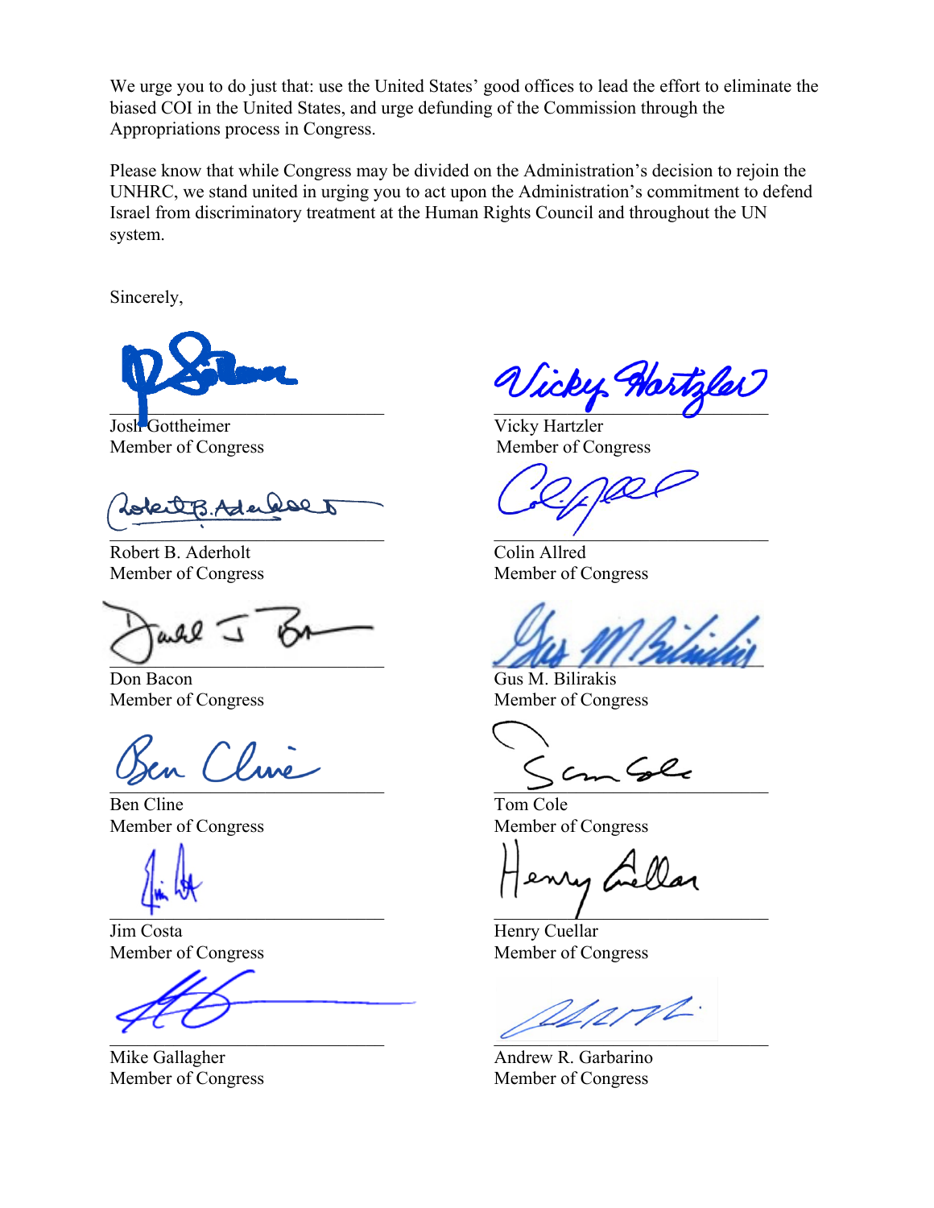We urge you to do just that: use the United States' good offices to lead the effort to eliminate the biased COI in the United States, and urge defunding of the Commission through the Appropriations process in Congress.

Please know that while Congress may be divided on the Administration's decision to rejoin the UNHRC, we stand united in urging you to act upon the Administration's commitment to defend Israel from discriminatory treatment at the Human Rights Council and throughout the UN system.

Sincerely,

Josh Gottheimer
Member of Congress

Vicky Hartzler
Member of Congress

Robert B. Aderholt
Member of Congress

Colin Allred
Member of Congress

Don Bacon
Member of Congress

Gus M. Bilirakis
Member of Congress

Ben Cline
Member of Congress

Tom Cole
Member of Congress

Jim Costa
Member of Congress

Henry Cuellar
Member of Congress

Mike Gallagher
Member of Congress

Andrew R. Garbarino
Member of Congress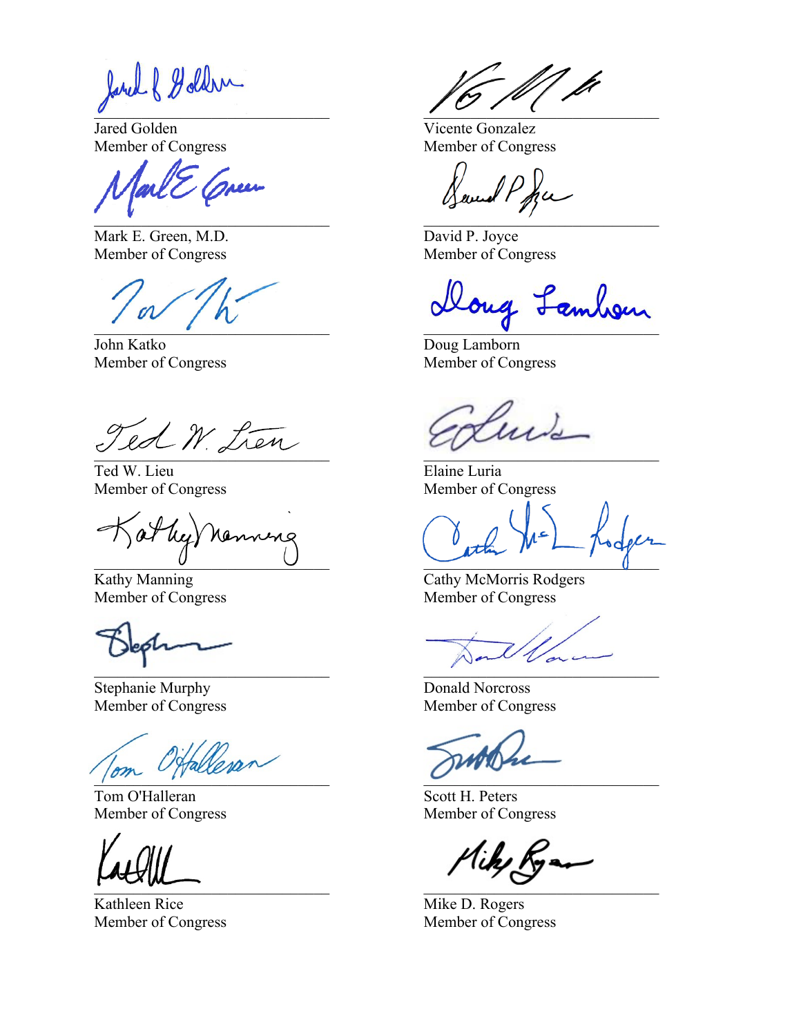Jared Golden
Member of Congress

Vicente Gonzalez
Member of Congress

Mark E. Green, M.D.
Member of Congress

David P. Joyce
Member of Congress

John Katko
Member of Congress

Doug Lamborn
Member of Congress

Ted W. Lieu
Member of Congress

Elaine Luria
Member of Congress

Kathy Manning
Member of Congress

Cathy McMorris Rodgers
Member of Congress

Stephanie Murphy
Member of Congress

Donald Norcross
Member of Congress

Tom O'Halleran
Member of Congress

Scott H. Peters
Member of Congress

Kathleen Rice
Member of Congress

Mike D. Rogers
Member of Congress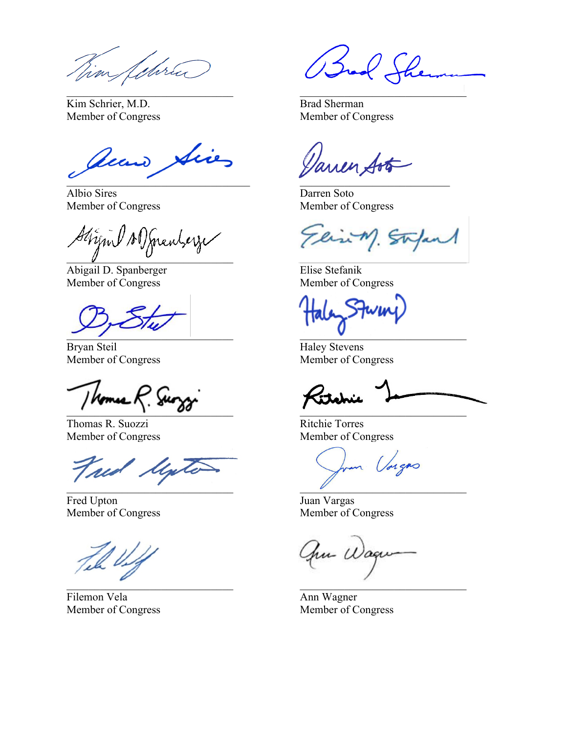Kim Schrier, M.D.
Member of Congress

Brad Sherman
Member of Congress

Albio Sires
Member of Congress

Darren Soto
Member of Congress

Abigail D. Spanberger
Member of Congress

Elise Stefanik
Member of Congress

Bryan Steil
Member of Congress

Haley Stevens
Member of Congress

Thomas R. Suozzi
Member of Congress

Ritchie Torres
Member of Congress

Fred Upton
Member of Congress

Juan Vargas
Member of Congress

Filemon Vela
Member of Congress

Ann Wagner
Member of Congress